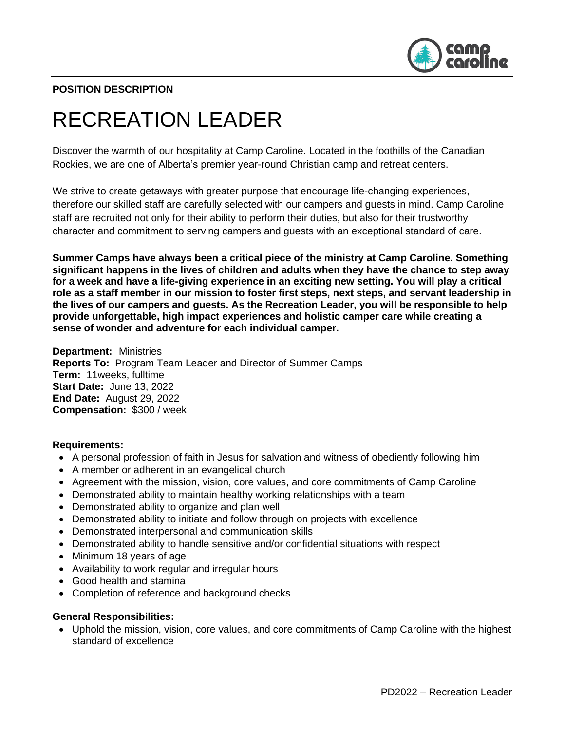**POSITION DESCRIPTION**

# RECREATION LEADER

Discover the warmth of our hospitality at Camp Caroline. Located in the foothills of the Canadian Rockies, we are one of Alberta's premier year-round Christian camp and retreat centers.

We strive to create getaways with greater purpose that encourage life-changing experiences, therefore our skilled staff are carefully selected with our campers and guests in mind. Camp Caroline staff are recruited not only for their ability to perform their duties, but also for their trustworthy character and commitment to serving campers and guests with an exceptional standard of care.

**Summer Camps have always been a critical piece of the ministry at Camp Caroline. Something significant happens in the lives of children and adults when they have the chance to step away for a week and have a life-giving experience in an exciting new setting. You will play a critical role as a staff member in our mission to foster first steps, next steps, and servant leadership in the lives of our campers and guests. As the Recreation Leader, you will be responsible to help provide unforgettable, high impact experiences and holistic camper care while creating a sense of wonder and adventure for each individual camper.**

**Department:** Ministries
**Reports To:** Program Team Leader and Director of Summer Camps
**Term:** 11weeks, fulltime
**Start Date:** June 13, 2022
**End Date:** August 29, 2022
**Compensation:** $300 / week

**Requirements:**

- A personal profession of faith in Jesus for salvation and witness of obediently following him
- A member or adherent in an evangelical church
- Agreement with the mission, vision, core values, and core commitments of Camp Caroline
- Demonstrated ability to maintain healthy working relationships with a team
- Demonstrated ability to organize and plan well
- Demonstrated ability to initiate and follow through on projects with excellence
- Demonstrated interpersonal and communication skills
- Demonstrated ability to handle sensitive and/or confidential situations with respect
- Minimum 18 years of age
- Availability to work regular and irregular hours
- Good health and stamina
- Completion of reference and background checks

**General Responsibilities:**

- Uphold the mission, vision, core values, and core commitments of Camp Caroline with the highest standard of excellence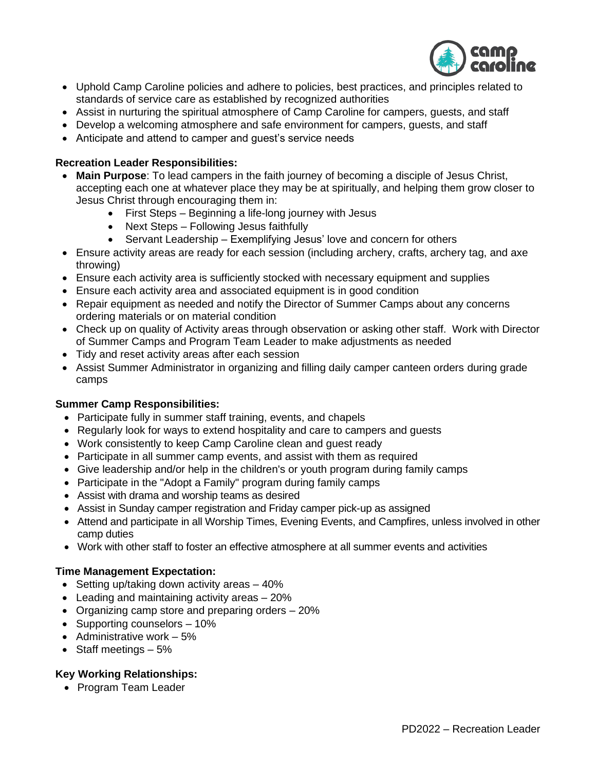- Uphold Camp Caroline policies and adhere to policies, best practices, and principles related to standards of service care as established by recognized authorities
- Assist in nurturing the spiritual atmosphere of Camp Caroline for campers, guests, and staff
- Develop a welcoming atmosphere and safe environment for campers, guests, and staff
- Anticipate and attend to camper and guest's service needs

**Recreation Leader Responsibilities:**

- **Main Purpose**: To lead campers in the faith journey of becoming a disciple of Jesus Christ, accepting each one at whatever place they may be at spiritually, and helping them grow closer to Jesus Christ through encouraging them in:
    - First Steps – Beginning a life-long journey with Jesus
    - Next Steps – Following Jesus faithfully
    - Servant Leadership – Exemplifying Jesus' love and concern for others
- Ensure activity areas are ready for each session (including archery, crafts, archery tag, and axe throwing)
- Ensure each activity area is sufficiently stocked with necessary equipment and supplies
- Ensure each activity area and associated equipment is in good condition
- Repair equipment as needed and notify the Director of Summer Camps about any concerns ordering materials or on material condition
- Check up on quality of Activity areas through observation or asking other staff. Work with Director of Summer Camps and Program Team Leader to make adjustments as needed
- Tidy and reset activity areas after each session
- Assist Summer Administrator in organizing and filling daily camper canteen orders during grade camps

**Summer Camp Responsibilities:**

- Participate fully in summer staff training, events, and chapels
- Regularly look for ways to extend hospitality and care to campers and guests
- Work consistently to keep Camp Caroline clean and guest ready
- Participate in all summer camp events, and assist with them as required
- Give leadership and/or help in the children's or youth program during family camps
- Participate in the "Adopt a Family" program during family camps
- Assist with drama and worship teams as desired
- Assist in Sunday camper registration and Friday camper pick-up as assigned
- Attend and participate in all Worship Times, Evening Events, and Campfires, unless involved in other camp duties
- Work with other staff to foster an effective atmosphere at all summer events and activities

**Time Management Expectation:**

- Setting up/taking down activity areas – 40%
- Leading and maintaining activity areas – 20%
- Organizing camp store and preparing orders – 20%
- Supporting counselors – 10%
- Administrative work – 5%
- Staff meetings – 5%

**Key Working Relationships:**

- Program Team Leader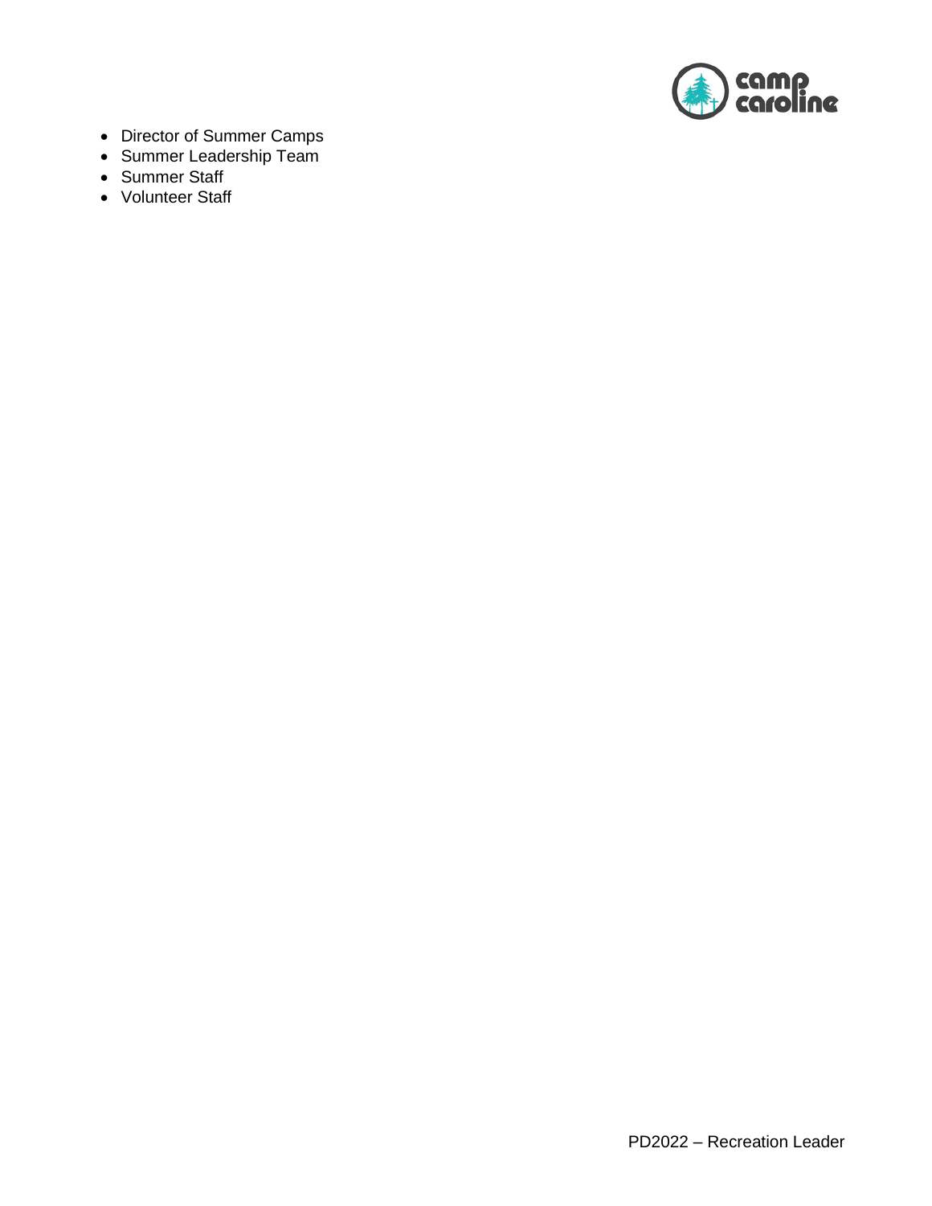- Director of Summer Camps
- Summer Leadership Team
- Summer Staff
- Volunteer Staff